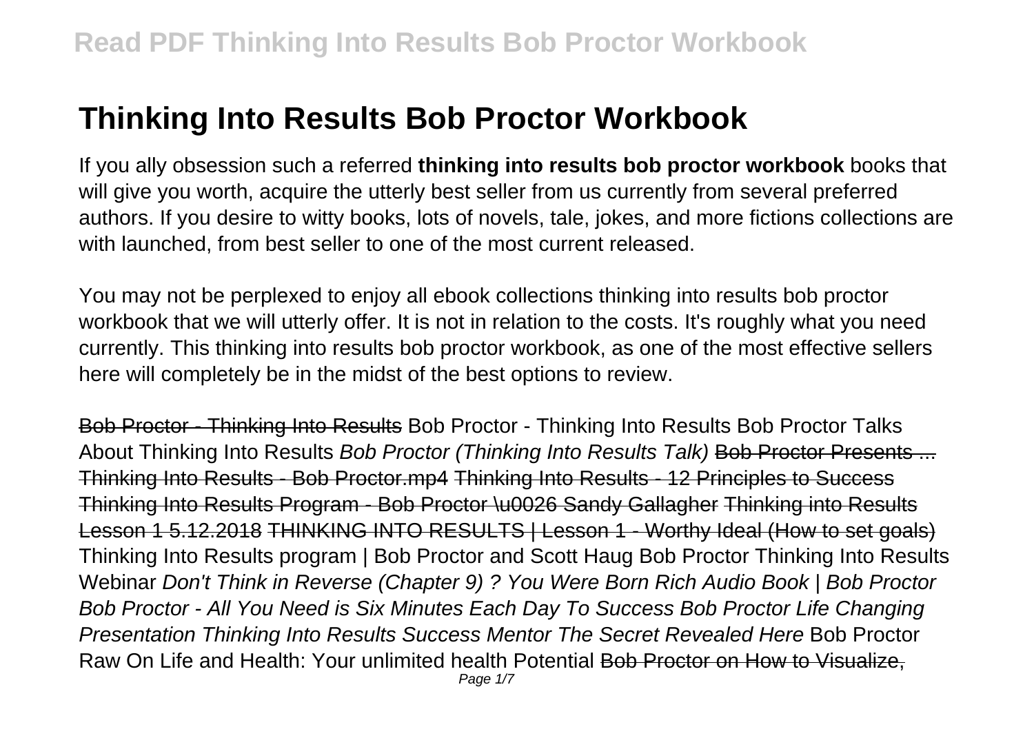# Thinking Into Results Bob Proctor Workbook

If you ally obsession such a referred **thinking into results bob proctor workbook** books that will give you worth, acquire the utterly best seller from us currently from several preferred authors. If you desire to witty books, lots of novels, tale, jokes, and more fictions collections are with launched, from best seller to one of the most current released.

You may not be perplexed to enjoy all ebook collections thinking into results bob proctor workbook that we will utterly offer. It is not in relation to the costs. It's roughly what you need currently. This thinking into results bob proctor workbook, as one of the most effective sellers here will completely be in the midst of the best options to review.

Bob Proctor - Thinking Into Results Bob Proctor - Thinking Into Results Bob Proctor Talks About Thinking Into Results *Bob Proctor (Thinking Into Results Talk)* Bob Proctor Presents ... Thinking Into Results - Bob Proctor.mp4 Thinking Into Results - 12 Principles to Success Thinking Into Results Program - Bob Proctor \u0026 Sandy Gallagher Thinking into Results Lesson 1 5.12.2018 THINKING INTO RESULTS | Lesson 1 - Worthy Ideal (How to set goals) Thinking Into Results program | Bob Proctor and Scott Haug Bob Proctor Thinking Into Results Webinar *Don't Think in Reverse (Chapter 9) ? You Were Born Rich Audio Book | Bob Proctor* *Bob Proctor - All You Need is Six Minutes Each Day To Success Bob Proctor Life Changing Presentation Thinking Into Results Success Mentor The Secret Revealed Here* Bob Proctor Raw On Life and Health: Your unlimited health Potential Bob Proctor on How to Visualize,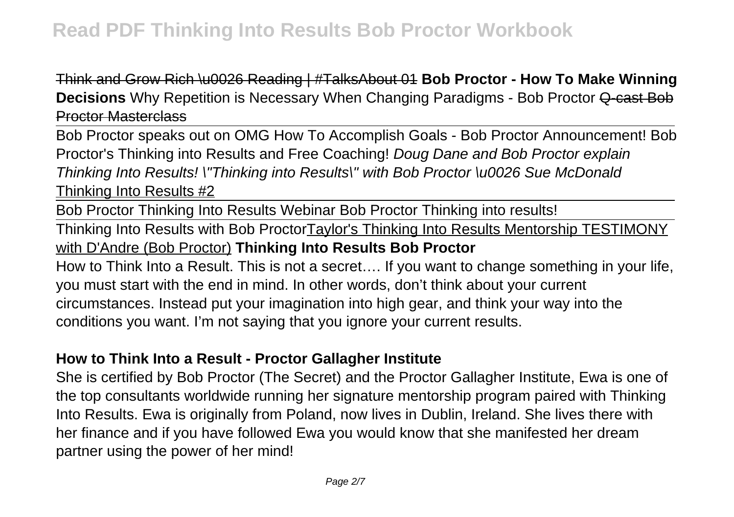~~Think and Grow Rich \u0026 Reading | #TalksAbout 01~~ **Bob Proctor - How To Make Winning Decisions** Why Repetition is Necessary When Changing Paradigms - Bob Proctor ~~Q-cast Bob Proctor Masterclass~~

Bob Proctor speaks out on OMG How To Accomplish Goals - Bob Proctor Announcement! Bob Proctor's Thinking into Results and Free Coaching! *Doug Dane and Bob Proctor explain Thinking Into Results! \"Thinking into Results\" with Bob Proctor \u0026 Sue McDonald* Thinking Into Results #2

Bob Proctor Thinking Into Results Webinar Bob Proctor Thinking into results!

Thinking Into Results with Bob Proctor Taylor's Thinking Into Results Mentorship TESTIMONY with D'Andre (Bob Proctor) **Thinking Into Results Bob Proctor**

How to Think Into a Result. This is not a secret…. If you want to change something in your life, you must start with the end in mind. In other words, don't think about your current circumstances. Instead put your imagination into high gear, and think your way into the conditions you want. I'm not saying that you ignore your current results.

## How to Think Into a Result - Proctor Gallagher Institute

She is certified by Bob Proctor (The Secret) and the Proctor Gallagher Institute, Ewa is one of the top consultants worldwide running her signature mentorship program paired with Thinking Into Results. Ewa is originally from Poland, now lives in Dublin, Ireland. She lives there with her finance and if you have followed Ewa you would know that she manifested her dream partner using the power of her mind!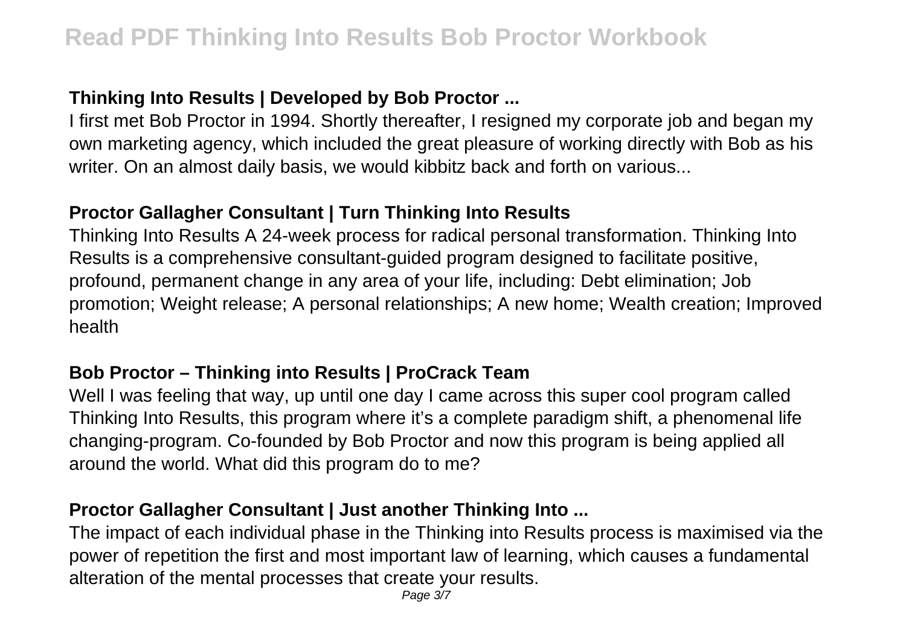### **Thinking Into Results | Developed by Bob Proctor ...**

I first met Bob Proctor in 1994. Shortly thereafter, I resigned my corporate job and began my own marketing agency, which included the great pleasure of working directly with Bob as his writer. On an almost daily basis, we would kibbitz back and forth on various...

### **Proctor Gallagher Consultant | Turn Thinking Into Results**

Thinking Into Results A 24-week process for radical personal transformation. Thinking Into Results is a comprehensive consultant-guided program designed to facilitate positive, profound, permanent change in any area of your life, including: Debt elimination; Job promotion; Weight release; A personal relationships; A new home; Wealth creation; Improved health

### **Bob Proctor – Thinking into Results | ProCrack Team**

Well I was feeling that way, up until one day I came across this super cool program called Thinking Into Results, this program where it's a complete paradigm shift, a phenomenal life changing-program. Co-founded by Bob Proctor and now this program is being applied all around the world. What did this program do to me?

### **Proctor Gallagher Consultant | Just another Thinking Into ...**

The impact of each individual phase in the Thinking into Results process is maximised via the power of repetition the first and most important law of learning, which causes a fundamental alteration of the mental processes that create your results.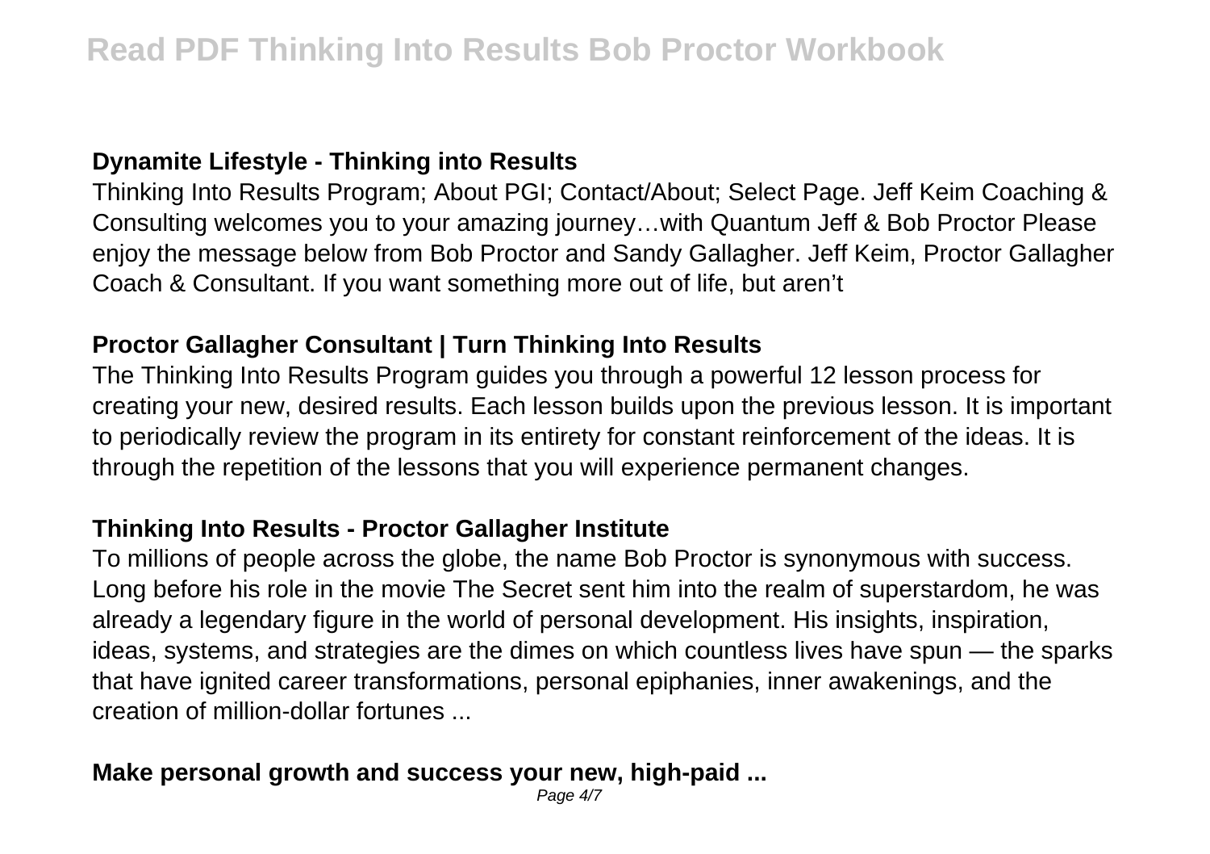### Dynamite Lifestyle - Thinking into Results

Thinking Into Results Program; About PGI; Contact/About; Select Page. Jeff Keim Coaching & Consulting welcomes you to your amazing journey…with Quantum Jeff & Bob Proctor Please enjoy the message below from Bob Proctor and Sandy Gallagher. Jeff Keim, Proctor Gallagher Coach & Consultant. If you want something more out of life, but aren't

### Proctor Gallagher Consultant | Turn Thinking Into Results

The Thinking Into Results Program guides you through a powerful 12 lesson process for creating your new, desired results. Each lesson builds upon the previous lesson. It is important to periodically review the program in its entirety for constant reinforcement of the ideas. It is through the repetition of the lessons that you will experience permanent changes.

### Thinking Into Results - Proctor Gallagher Institute

To millions of people across the globe, the name Bob Proctor is synonymous with success. Long before his role in the movie The Secret sent him into the realm of superstardom, he was already a legendary figure in the world of personal development. His insights, inspiration, ideas, systems, and strategies are the dimes on which countless lives have spun — the sparks that have ignited career transformations, personal epiphanies, inner awakenings, and the creation of million-dollar fortunes ...

### Make personal growth and success your new, high-paid ...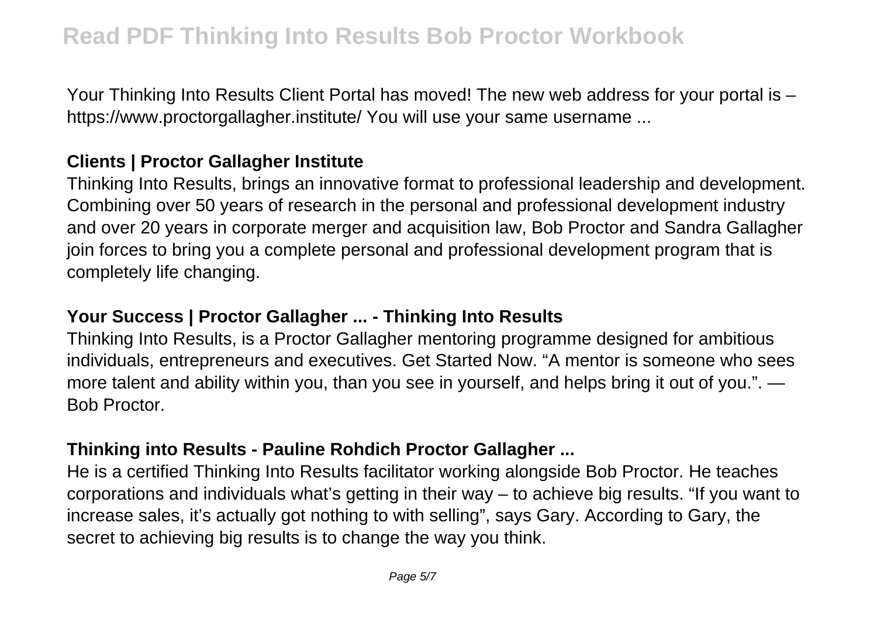Your Thinking Into Results Client Portal has moved! The new web address for your portal is – https://www.proctorgallagher.institute/ You will use your same username ...

### Clients | Proctor Gallagher Institute

Thinking Into Results, brings an innovative format to professional leadership and development. Combining over 50 years of research in the personal and professional development industry and over 20 years in corporate merger and acquisition law, Bob Proctor and Sandra Gallagher join forces to bring you a complete personal and professional development program that is completely life changing.

### Your Success | Proctor Gallagher ... - Thinking Into Results

Thinking Into Results, is a Proctor Gallagher mentoring programme designed for ambitious individuals, entrepreneurs and executives. Get Started Now. "A mentor is someone who sees more talent and ability within you, than you see in yourself, and helps bring it out of you.". — Bob Proctor.

### Thinking into Results - Pauline Rohdich Proctor Gallagher ...

He is a certified Thinking Into Results facilitator working alongside Bob Proctor. He teaches corporations and individuals what's getting in their way – to achieve big results. "If you want to increase sales, it's actually got nothing to with selling", says Gary. According to Gary, the secret to achieving big results is to change the way you think.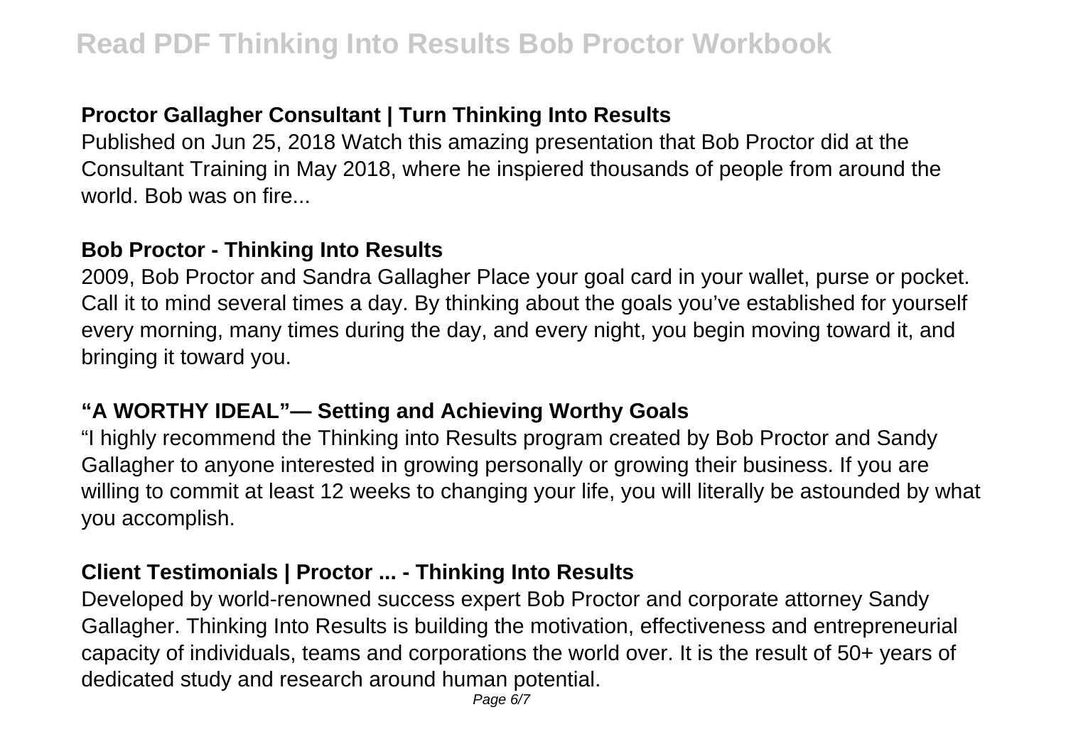### Proctor Gallagher Consultant | Turn Thinking Into Results

Published on Jun 25, 2018 Watch this amazing presentation that Bob Proctor did at the Consultant Training in May 2018, where he inspiered thousands of people from around the world. Bob was on fire...

### Bob Proctor - Thinking Into Results

2009, Bob Proctor and Sandra Gallagher Place your goal card in your wallet, purse or pocket. Call it to mind several times a day. By thinking about the goals you've established for yourself every morning, many times during the day, and every night, you begin moving toward it, and bringing it toward you.

### "A WORTHY IDEAL"— Setting and Achieving Worthy Goals

"I highly recommend the Thinking into Results program created by Bob Proctor and Sandy Gallagher to anyone interested in growing personally or growing their business. If you are willing to commit at least 12 weeks to changing your life, you will literally be astounded by what you accomplish.

### Client Testimonials | Proctor ... - Thinking Into Results

Developed by world-renowned success expert Bob Proctor and corporate attorney Sandy Gallagher. Thinking Into Results is building the motivation, effectiveness and entrepreneurial capacity of individuals, teams and corporations the world over. It is the result of 50+ years of dedicated study and research around human potential.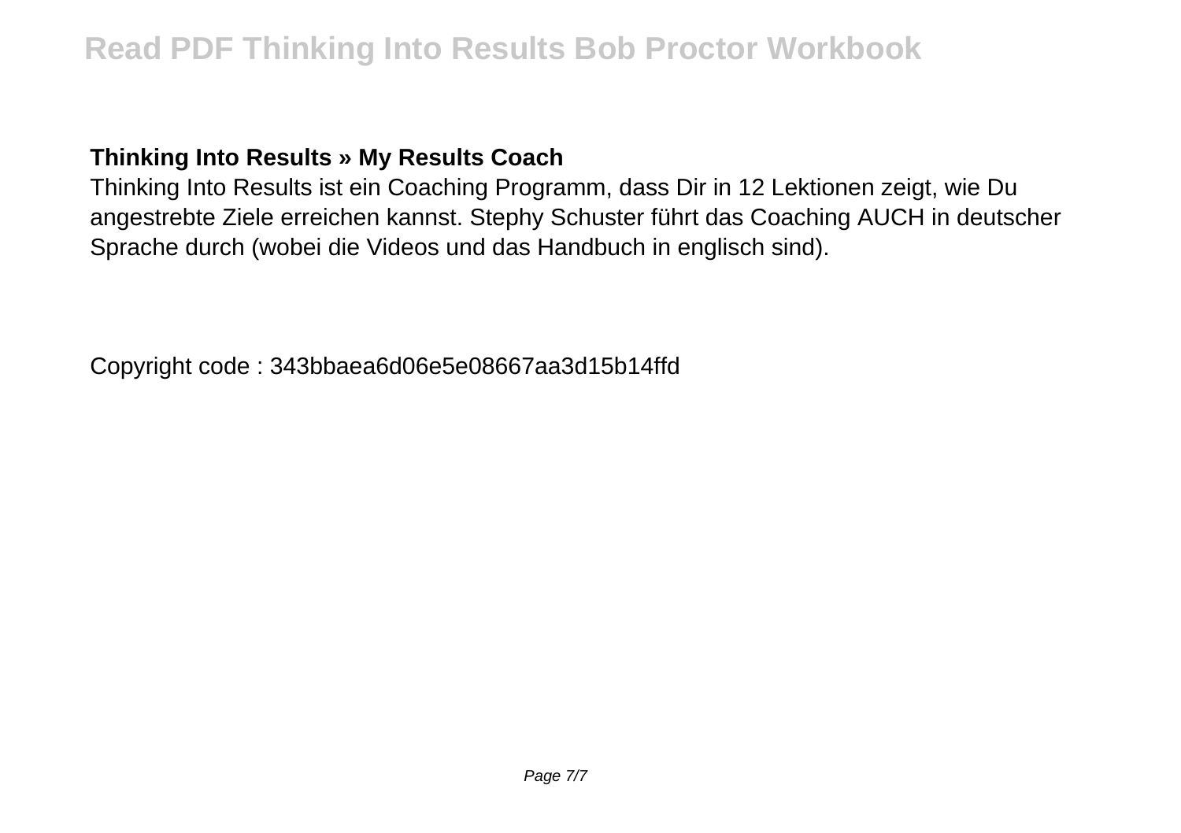**Thinking Into Results » My Results Coach**

Thinking Into Results ist ein Coaching Programm, dass Dir in 12 Lektionen zeigt, wie Du angestrebte Ziele erreichen kannst. Stephy Schuster führt das Coaching AUCH in deutscher Sprache durch (wobei die Videos und das Handbuch in englisch sind).

Copyright code : 343bbaea6d06e5e08667aa3d15b14ffd